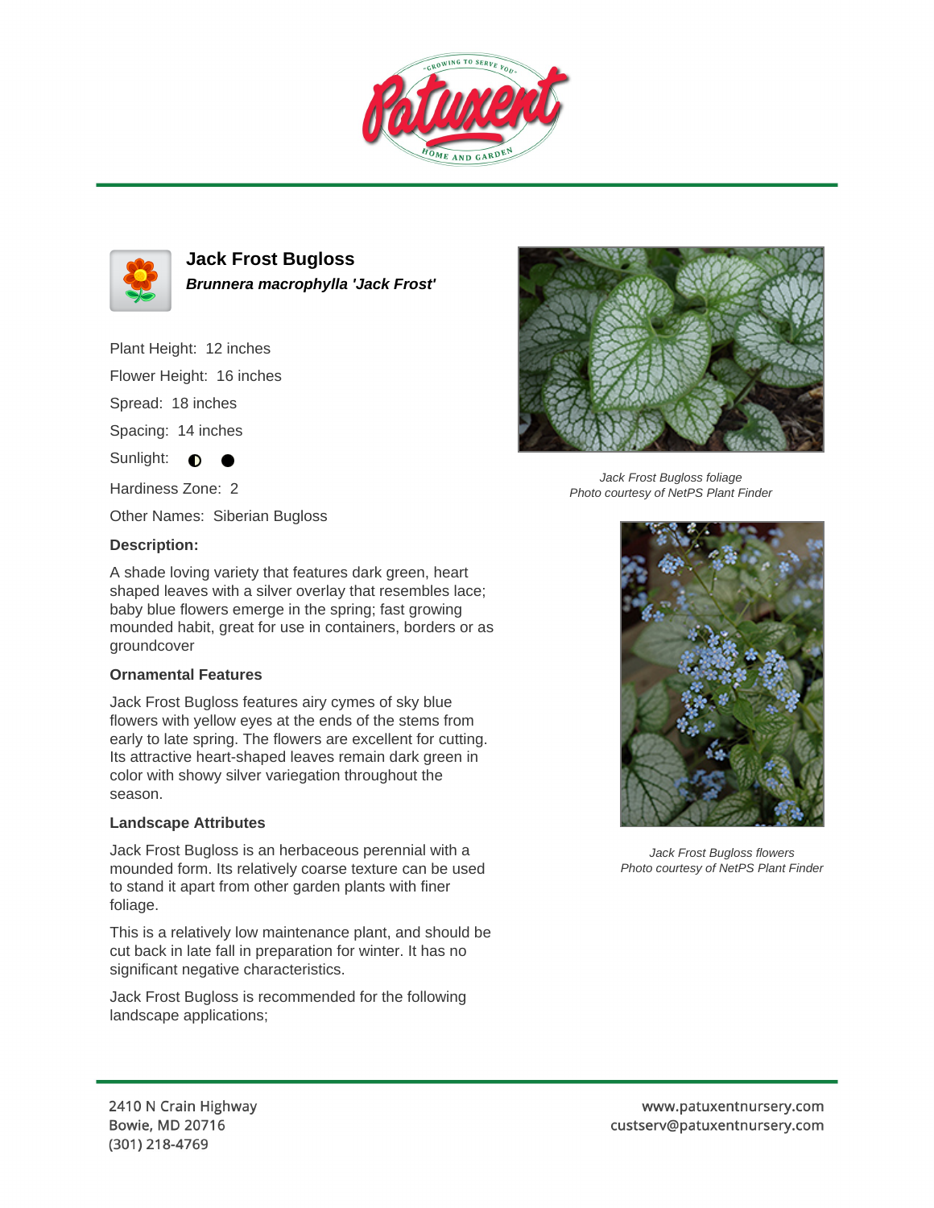# Jack Frost Bugloss

***Brunnera macrophylla 'Jack Frost'***

Plant Height: 12 inches

Flower Height: 16 inches

Spread: 18 inches

Spacing: 14 inches

Sunlight: ◐ ●

Hardiness Zone: 2

Other Names: Siberian Bugloss

**Description:**

A shade loving variety that features dark green, heart shaped leaves with a silver overlay that resembles lace; baby blue flowers emerge in the spring; fast growing mounded habit, great for use in containers, borders or as groundcover

### Ornamental Features

Jack Frost Bugloss features airy cymes of sky blue flowers with yellow eyes at the ends of the stems from early to late spring. The flowers are excellent for cutting. Its attractive heart-shaped leaves remain dark green in color with showy silver variegation throughout the season.

### Landscape Attributes

Jack Frost Bugloss is an herbaceous perennial with a mounded form. Its relatively coarse texture can be used to stand it apart from other garden plants with finer foliage.

This is a relatively low maintenance plant, and should be cut back in late fall in preparation for winter. It has no significant negative characteristics.

Jack Frost Bugloss is recommended for the following landscape applications;

*Jack Frost Bugloss foliage*
*Photo courtesy of NetPS Plant Finder*

*Jack Frost Bugloss flowers*
*Photo courtesy of NetPS Plant Finder*

2410 N Crain Highway
Bowie, MD 20716
(301) 218-4769

www.patuxentnursery.com
custserv@patuxentnursery.com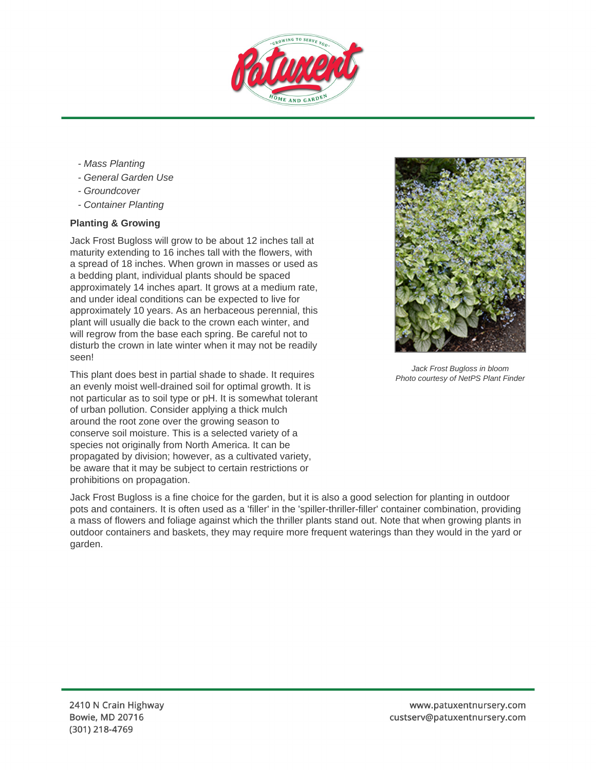- *Mass Planting*
- *General Garden Use*
- *Groundcover*
- *Container Planting*

**Planting & Growing**

Jack Frost Bugloss will grow to be about 12 inches tall at maturity extending to 16 inches tall with the flowers, with a spread of 18 inches. When grown in masses or used as a bedding plant, individual plants should be spaced approximately 14 inches apart. It grows at a medium rate, and under ideal conditions can be expected to live for approximately 10 years. As an herbaceous perennial, this plant will usually die back to the crown each winter, and will regrow from the base each spring. Be careful not to disturb the crown in late winter when it may not be readily seen!

This plant does best in partial shade to shade. It requires an evenly moist well-drained soil for optimal growth. It is not particular as to soil type or pH. It is somewhat tolerant of urban pollution. Consider applying a thick mulch around the root zone over the growing season to conserve soil moisture. This is a selected variety of a species not originally from North America. It can be propagated by division; however, as a cultivated variety, be aware that it may be subject to certain restrictions or prohibitions on propagation.

*Jack Frost Bugloss in bloom*
*Photo courtesy of NetPS Plant Finder*

Jack Frost Bugloss is a fine choice for the garden, but it is also a good selection for planting in outdoor pots and containers. It is often used as a 'filler' in the 'spiller-thriller-filler' container combination, providing a mass of flowers and foliage against which the thriller plants stand out. Note that when growing plants in outdoor containers and baskets, they may require more frequent waterings than they would in the yard or garden.